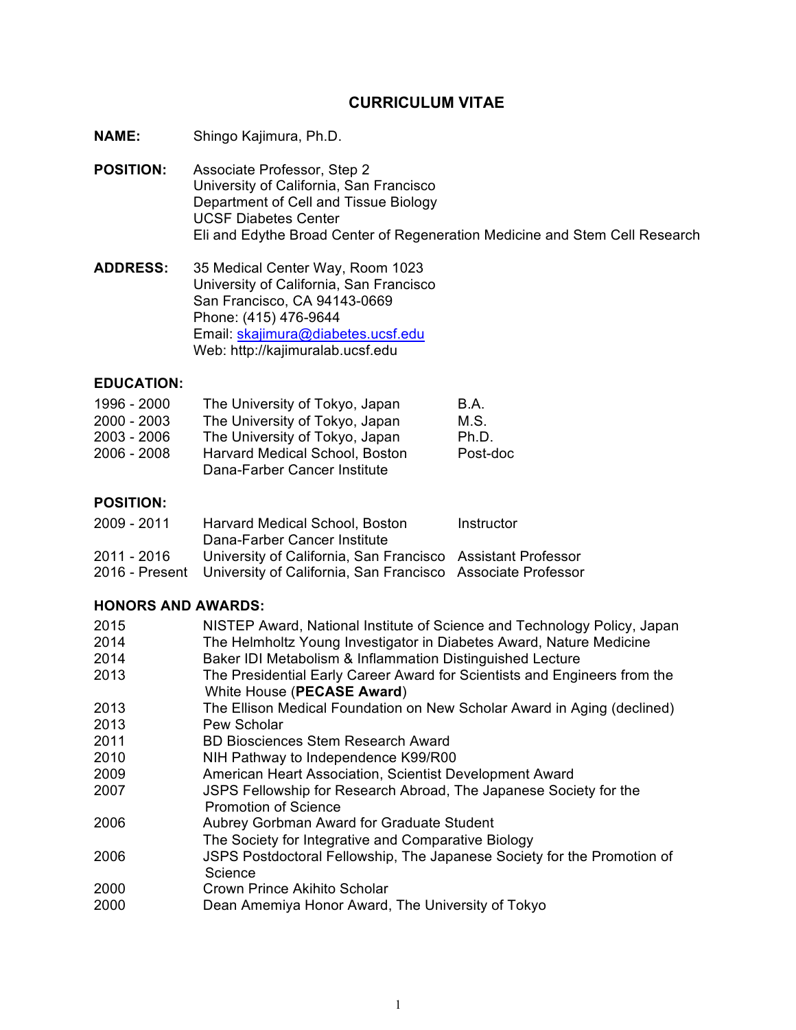# CURRICULUM VITAE

**NAME:** Shingo Kajimura, Ph.D.

**POSITION:** Associate Professor, Step 2
University of California, San Francisco
Department of Cell and Tissue Biology
UCSF Diabetes Center
Eli and Edythe Broad Center of Regeneration Medicine and Stem Cell Research

**ADDRESS:** 35 Medical Center Way, Room 1023
University of California, San Francisco
San Francisco, CA 94143-0669
Phone: (415) 476-9644
Email: skajimura@diabetes.ucsf.edu
Web: http://kajimuralab.ucsf.edu

## EDUCATION:

| | | |
|---|---|---|
| 1996 - 2000 | The University of Tokyo, Japan | B.A. |
| 2000 - 2003 | The University of Tokyo, Japan | M.S. |
| 2003 - 2006 | The University of Tokyo, Japan | Ph.D. |
| 2006 - 2008 | Harvard Medical School, Boston<br>Dana-Farber Cancer Institute | Post-doc |

## POSITION:

| | | |
|---|---|---|
| 2009 - 2011 | Harvard Medical School, Boston<br>Dana-Farber Cancer Institute | Instructor |
| 2011 - 2016 | University of California, San Francisco | Assistant Professor |
| 2016 - Present | University of California, San Francisco | Associate Professor |

## HONORS AND AWARDS:

| | |
|---|---|
| 2015 | NISTEP Award, National Institute of Science and Technology Policy, Japan |
| 2014 | The Helmholtz Young Investigator in Diabetes Award, Nature Medicine |
| 2014 | Baker IDI Metabolism & Inflammation Distinguished Lecture |
| 2013 | The Presidential Early Career Award for Scientists and Engineers from the White House (**PECASE Award**) |
| 2013 | The Ellison Medical Foundation on New Scholar Award in Aging (declined) |
| 2013 | Pew Scholar |
| 2011 | BD Biosciences Stem Research Award |
| 2010 | NIH Pathway to Independence K99/R00 |
| 2009 | American Heart Association, Scientist Development Award |
| 2007 | JSPS Fellowship for Research Abroad, The Japanese Society for the Promotion of Science |
| 2006 | Aubrey Gorbman Award for Graduate Student<br>The Society for Integrative and Comparative Biology |
| 2006 | JSPS Postdoctoral Fellowship, The Japanese Society for the Promotion of Science |
| 2000 | Crown Prince Akihito Scholar |
| 2000 | Dean Amemiya Honor Award, The University of Tokyo |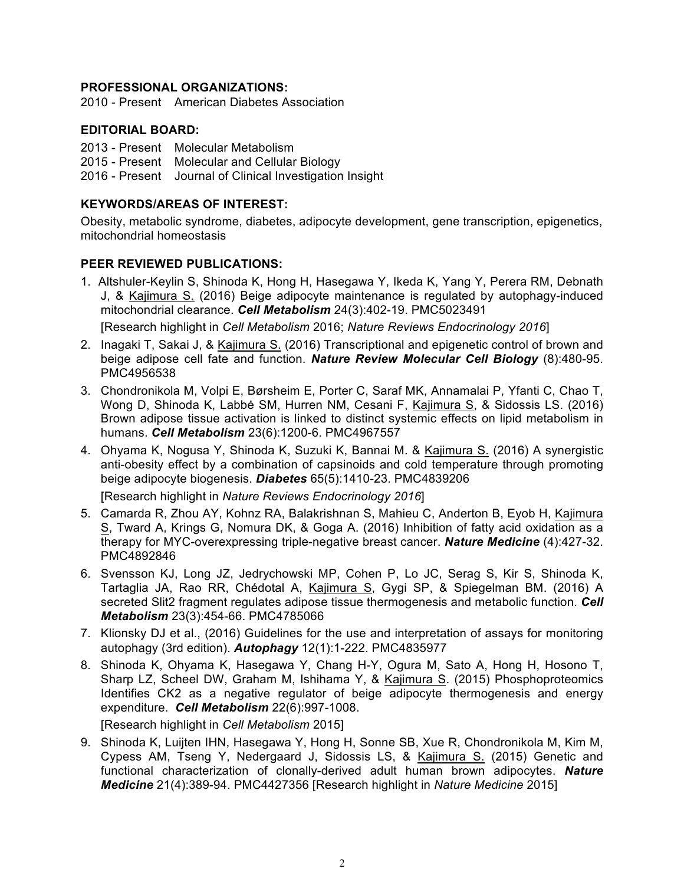**PROFESSIONAL ORGANIZATIONS:**

2010 - Present American Diabetes Association

**EDITORIAL BOARD:**

2013 - Present Molecular Metabolism
2015 - Present Molecular and Cellular Biology
2016 - Present Journal of Clinical Investigation Insight

**KEYWORDS/AREAS OF INTEREST:**

Obesity, metabolic syndrome, diabetes, adipocyte development, gene transcription, epigenetics, mitochondrial homeostasis

**PEER REVIEWED PUBLICATIONS:**

1. Altshuler-Keylin S, Shinoda K, Hong H, Hasegawa Y, Ikeda K, Yang Y, Perera RM, Debnath J, & Kajimura S. (2016) Beige adipocyte maintenance is regulated by autophagy-induced mitochondrial clearance. ***Cell Metabolism*** 24(3):402-19. PMC5023491

   [Research highlight in *Cell Metabolism* 2016; *Nature Reviews Endocrinology 2016*]

2. Inagaki T, Sakai J, & Kajimura S. (2016) Transcriptional and epigenetic control of brown and beige adipose cell fate and function. ***Nature Review Molecular Cell Biology*** (8):480-95. PMC4956538

3. Chondronikola M, Volpi E, Børsheim E, Porter C, Saraf MK, Annamalai P, Yfanti C, Chao T, Wong D, Shinoda K, Labbė SM, Hurren NM, Cesani F, Kajimura S, & Sidossis LS. (2016) Brown adipose tissue activation is linked to distinct systemic effects on lipid metabolism in humans. ***Cell Metabolism*** 23(6):1200-6. PMC4967557

4. Ohyama K, Nogusa Y, Shinoda K, Suzuki K, Bannai M. & Kajimura S. (2016) A synergistic anti-obesity effect by a combination of capsinoids and cold temperature through promoting beige adipocyte biogenesis. ***Diabetes*** 65(5):1410-23. PMC4839206

   [Research highlight in *Nature Reviews Endocrinology 2016*]

5. Camarda R, Zhou AY, Kohnz RA, Balakrishnan S, Mahieu C, Anderton B, Eyob H, Kajimura S, Tward A, Krings G, Nomura DK, & Goga A. (2016) Inhibition of fatty acid oxidation as a therapy for MYC-overexpressing triple-negative breast cancer. ***Nature Medicine*** (4):427-32. PMC4892846

6. Svensson KJ, Long JZ, Jedrychowski MP, Cohen P, Lo JC, Serag S, Kir S, Shinoda K, Tartaglia JA, Rao RR, Chédotal A, Kajimura S, Gygi SP, & Spiegelman BM. (2016) A secreted Slit2 fragment regulates adipose tissue thermogenesis and metabolic function. ***Cell Metabolism*** 23(3):454-66. PMC4785066

7. Klionsky DJ et al., (2016) Guidelines for the use and interpretation of assays for monitoring autophagy (3rd edition). ***Autophagy*** 12(1):1-222. PMC4835977

8. Shinoda K, Ohyama K, Hasegawa Y, Chang H-Y, Ogura M, Sato A, Hong H, Hosono T, Sharp LZ, Scheel DW, Graham M, Ishihama Y, & Kajimura S. (2015) Phosphoproteomics Identifies CK2 as a negative regulator of beige adipocyte thermogenesis and energy expenditure. ***Cell Metabolism*** 22(6):997-1008.

   [Research highlight in *Cell Metabolism* 2015]

9. Shinoda K, Luijten IHN, Hasegawa Y, Hong H, Sonne SB, Xue R, Chondronikola M, Kim M, Cypess AM, Tseng Y, Nedergaard J, Sidossis LS, & Kajimura S. (2015) Genetic and functional characterization of clonally-derived adult human brown adipocytes. ***Nature Medicine*** 21(4):389-94. PMC4427356 [Research highlight in *Nature Medicine* 2015]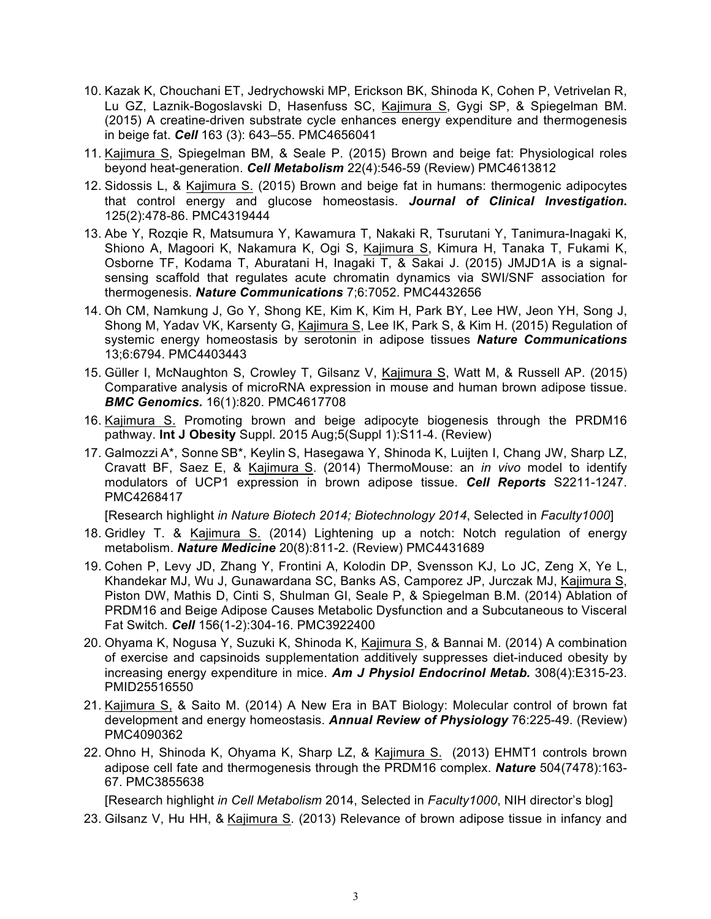10. Kazak K, Chouchani ET, Jedrychowski MP, Erickson BK, Shinoda K, Cohen P, Vetrivelan R, Lu GZ, Laznik-Bogoslavski D, Hasenfuss SC, Kajimura S, Gygi SP, & Spiegelman BM. (2015) A creatine-driven substrate cycle enhances energy expenditure and thermogenesis in beige fat. ***Cell*** 163 (3): 643–55. PMC4656041
11. Kajimura S, Spiegelman BM, & Seale P. (2015) Brown and beige fat: Physiological roles beyond heat-generation. ***Cell Metabolism*** 22(4):546-59 (Review) PMC4613812
12. Sidossis L, & Kajimura S. (2015) Brown and beige fat in humans: thermogenic adipocytes that control energy and glucose homeostasis. ***Journal of Clinical Investigation*.** 125(2):478-86. PMC4319444
13. Abe Y, Rozqie R, Matsumura Y, Kawamura T, Nakaki R, Tsurutani Y, Tanimura-Inagaki K, Shiono A, Magoori K, Nakamura K, Ogi S, Kajimura S, Kimura H, Tanaka T, Fukami K, Osborne TF, Kodama T, Aburatani H, Inagaki T, & Sakai J. (2015) JMJD1A is a signal-sensing scaffold that regulates acute chromatin dynamics via SWI/SNF association for thermogenesis. ***Nature Communications*** 7;6:7052. PMC4432656
14. Oh CM, Namkung J, Go Y, Shong KE, Kim K, Kim H, Park BY, Lee HW, Jeon YH, Song J, Shong M, Yadav VK, Karsenty G, Kajimura S, Lee IK, Park S, & Kim H. (2015) Regulation of systemic energy homeostasis by serotonin in adipose tissues ***Nature Communications*** 13;6:6794. PMC4403443
15. Güller I, McNaughton S, Crowley T, Gilsanz V, Kajimura S, Watt M, & Russell AP. (2015) Comparative analysis of microRNA expression in mouse and human brown adipose tissue. ***BMC Genomics.*** 16(1):820. PMC4617708
16. Kajimura S. Promoting brown and beige adipocyte biogenesis through the PRDM16 pathway. **Int J Obesity** Suppl. 2015 Aug;5(Suppl 1):S11-4. (Review)
17. Galmozzi A*, Sonne SB*, Keylin S, Hasegawa Y, Shinoda K, Luijten I, Chang JW, Sharp LZ, Cravatt BF, Saez E, & Kajimura S. (2014) ThermoMouse: an *in vivo* model to identify modulators of UCP1 expression in brown adipose tissue. ***Cell Reports*** S2211-1247. PMC4268417

    [Research highlight *in Nature Biotech 2014; Biotechnology 2014*, Selected in *Faculty1000*]
18. Gridley T. & Kajimura S. (2014) Lightening up a notch: Notch regulation of energy metabolism. ***Nature Medicine*** 20(8):811-2. (Review) PMC4431689
19. Cohen P, Levy JD, Zhang Y, Frontini A, Kolodin DP, Svensson KJ, Lo JC, Zeng X, Ye L, Khandekar MJ, Wu J, Gunawardana SC, Banks AS, Camporez JP, Jurczak MJ, Kajimura S, Piston DW, Mathis D, Cinti S, Shulman GI, Seale P, & Spiegelman B.M. (2014) Ablation of PRDM16 and Beige Adipose Causes Metabolic Dysfunction and a Subcutaneous to Visceral Fat Switch. ***Cell*** 156(1-2):304-16. PMC3922400
20. Ohyama K, Nogusa Y, Suzuki K, Shinoda K, Kajimura S, & Bannai M. (2014) A combination of exercise and capsinoids supplementation additively suppresses diet-induced obesity by increasing energy expenditure in mice. ***Am J Physiol Endocrinol Metab.*** 308(4):E315-23. PMID25516550
21. Kajimura S, & Saito M. (2014) A New Era in BAT Biology: Molecular control of brown fat development and energy homeostasis. ***Annual Review of Physiology*** 76:225-49. (Review) PMC4090362
22. Ohno H, Shinoda K, Ohyama K, Sharp LZ, & Kajimura S. (2013) EHMT1 controls brown adipose cell fate and thermogenesis through the PRDM16 complex. ***Nature*** 504(7478):163-67. PMC3855638

    [Research highlight *in Cell Metabolism* 2014, Selected in *Faculty1000*, NIH director's blog]
23. Gilsanz V, Hu HH, & Kajimura S. (2013) Relevance of brown adipose tissue in infancy and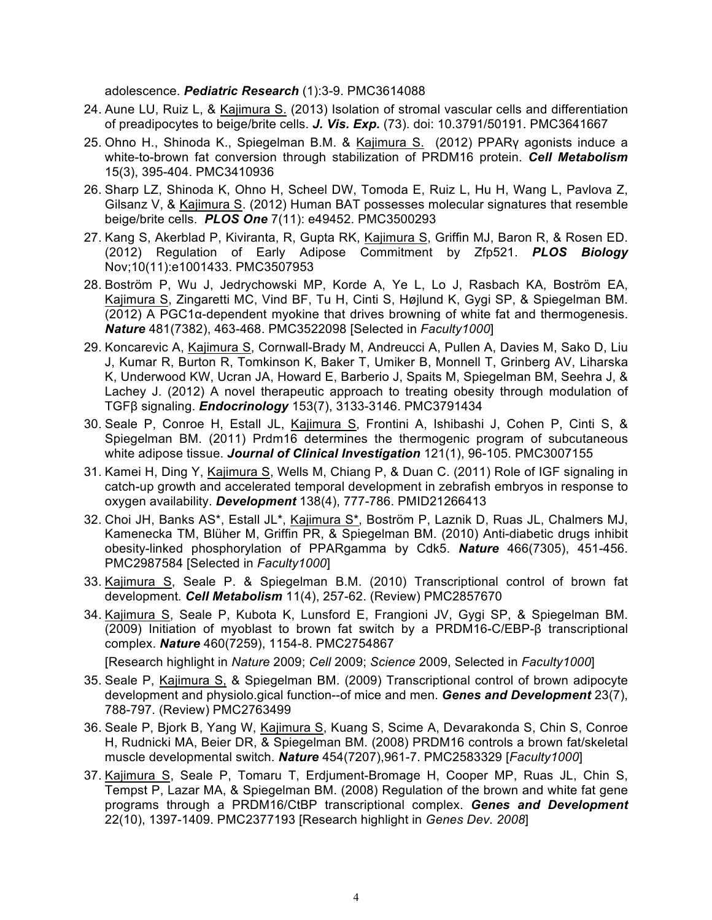adolescence. ***Pediatric Research*** (1):3-9. PMC3614088

24. Aune LU, Ruiz L, & Kajimura S. (2013) Isolation of stromal vascular cells and differentiation of preadipocytes to beige/brite cells. ***J. Vis. Exp.*** (73). doi: 10.3791/50191. PMC3641667
25. Ohno H., Shinoda K., Spiegelman B.M. & Kajimura S. (2012) PPARγ agonists induce a white-to-brown fat conversion through stabilization of PRDM16 protein. ***Cell Metabolism*** 15(3), 395-404. PMC3410936
26. Sharp LZ, Shinoda K, Ohno H, Scheel DW, Tomoda E, Ruiz L, Hu H, Wang L, Pavlova Z, Gilsanz V, & Kajimura S. (2012) Human BAT possesses molecular signatures that resemble beige/brite cells. ***PLOS One*** 7(11): e49452. PMC3500293
27. Kang S, Akerblad P, Kiviranta, R, Gupta RK, Kajimura S, Griffin MJ, Baron R, & Rosen ED. (2012) Regulation of Early Adipose Commitment by Zfp521. ***PLOS Biology*** Nov;10(11):e1001433. PMC3507953
28. Boström P, Wu J, Jedrychowski MP, Korde A, Ye L, Lo J, Rasbach KA, Boström EA, Kajimura S, Zingaretti MC, Vind BF, Tu H, Cinti S, Højlund K, Gygi SP, & Spiegelman BM. (2012) A PGC1α-dependent myokine that drives browning of white fat and thermogenesis. ***Nature*** 481(7382), 463-468. PMC3522098 [Selected in *Faculty1000*]
29. Koncarevic A, Kajimura S, Cornwall-Brady M, Andreucci A, Pullen A, Davies M, Sako D, Liu J, Kumar R, Burton R, Tomkinson K, Baker T, Umiker B, Monnell T, Grinberg AV, Liharska K, Underwood KW, Ucran JA, Howard E, Barberio J, Spaits M, Spiegelman BM, Seehra J, & Lachey J. (2012) A novel therapeutic approach to treating obesity through modulation of TGFβ signaling. ***Endocrinology*** 153(7), 3133-3146. PMC3791434
30. Seale P, Conroe H, Estall JL, Kajimura S, Frontini A, Ishibashi J, Cohen P, Cinti S, & Spiegelman BM. (2011) Prdm16 determines the thermogenic program of subcutaneous white adipose tissue. ***Journal of Clinical Investigation*** 121(1), 96-105. PMC3007155
31. Kamei H, Ding Y, Kajimura S, Wells M, Chiang P, & Duan C. (2011) Role of IGF signaling in catch-up growth and accelerated temporal development in zebrafish embryos in response to oxygen availability. ***Development*** 138(4), 777-786. PMID21266413
32. Choi JH, Banks AS*, Estall JL*, Kajimura S*, Boström P, Laznik D, Ruas JL, Chalmers MJ, Kamenecka TM, Blüher M, Griffin PR, & Spiegelman BM. (2010) Anti-diabetic drugs inhibit obesity-linked phosphorylation of PPARgamma by Cdk5. ***Nature*** 466(7305), 451-456. PMC2987584 [Selected in *Faculty1000*]
33. Kajimura S, Seale P. & Spiegelman B.M. (2010) Transcriptional control of brown fat development. ***Cell Metabolism*** 11(4), 257-62. (Review) PMC2857670
34. Kajimura S, Seale P, Kubota K, Lunsford E, Frangioni JV, Gygi SP, & Spiegelman BM. (2009) Initiation of myoblast to brown fat switch by a PRDM16-C/EBP-β transcriptional complex. ***Nature*** 460(7259), 1154-8. PMC2754867

    [Research highlight in *Nature* 2009; *Cell* 2009; *Science* 2009, Selected in *Faculty1000*]
35. Seale P, Kajimura S, & Spiegelman BM. (2009) Transcriptional control of brown adipocyte development and physiolo.gical function--of mice and men. ***Genes and Development*** 23(7), 788-797. (Review) PMC2763499
36. Seale P, Bjork B, Yang W, Kajimura S, Kuang S, Scime A, Devarakonda S, Chin S, Conroe H, Rudnicki MA, Beier DR, & Spiegelman BM. (2008) PRDM16 controls a brown fat/skeletal muscle developmental switch. ***Nature*** 454(7207),961-7. PMC2583329 [*Faculty1000*]
37. Kajimura S, Seale P, Tomaru T, Erdjument-Bromage H, Cooper MP, Ruas JL, Chin S, Tempst P, Lazar MA, & Spiegelman BM. (2008) Regulation of the brown and white fat gene programs through a PRDM16/CtBP transcriptional complex. ***Genes and Development*** 22(10), 1397-1409. PMC2377193 [Research highlight in *Genes Dev. 2008*]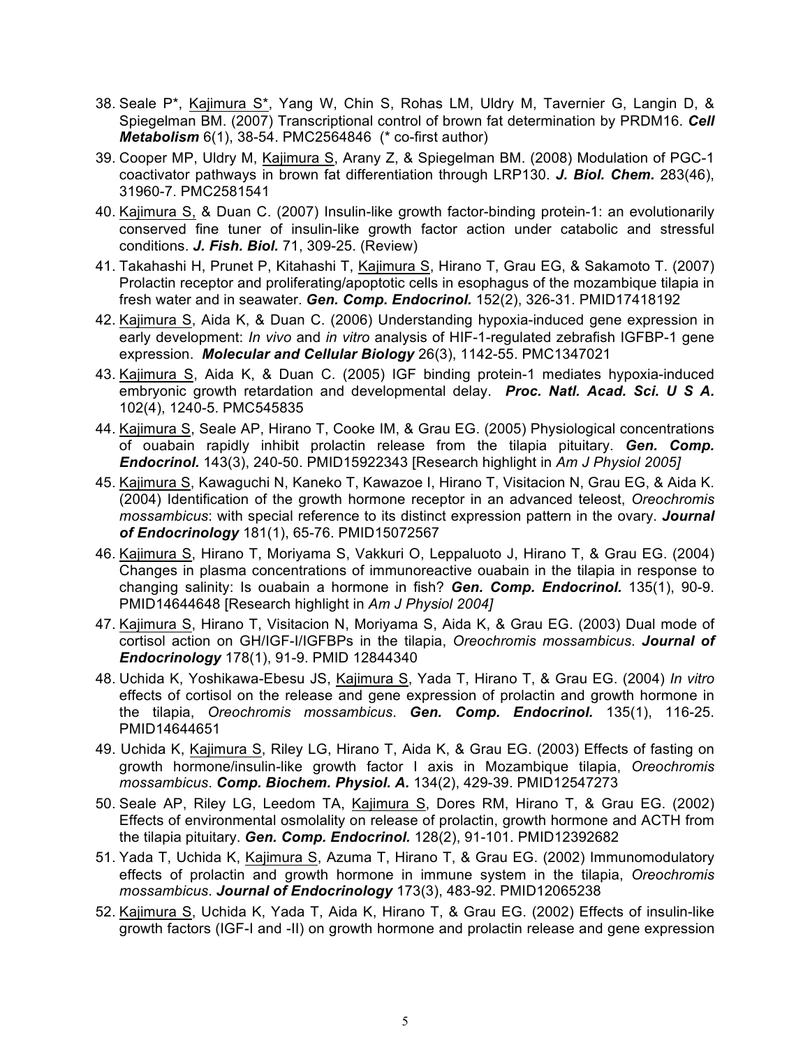38. Seale P*, Kajimura S*, Yang W, Chin S, Rohas LM, Uldry M, Tavernier G, Langin D, & Spiegelman BM. (2007) Transcriptional control of brown fat determination by PRDM16. ***Cell Metabolism*** 6(1), 38-54. PMC2564846 (* co-first author)

39. Cooper MP, Uldry M, Kajimura S, Arany Z, & Spiegelman BM. (2008) Modulation of PGC-1 coactivator pathways in brown fat differentiation through LRP130. ***J. Biol. Chem.*** 283(46), 31960-7. PMC2581541

40. Kajimura S, & Duan C. (2007) Insulin-like growth factor-binding protein-1: an evolutionarily conserved fine tuner of insulin-like growth factor action under catabolic and stressful conditions. ***J. Fish. Biol.*** 71, 309-25. (Review)

41. Takahashi H, Prunet P, Kitahashi T, Kajimura S, Hirano T, Grau EG, & Sakamoto T. (2007) Prolactin receptor and proliferating/apoptotic cells in esophagus of the mozambique tilapia in fresh water and in seawater. ***Gen. Comp. Endocrinol.*** 152(2), 326-31. PMID17418192

42. Kajimura S, Aida K, & Duan C. (2006) Understanding hypoxia-induced gene expression in early development: *In vivo* and *in vitro* analysis of HIF-1-regulated zebrafish IGFBP-1 gene expression. ***Molecular and Cellular Biology*** 26(3), 1142-55. PMC1347021

43. Kajimura S, Aida K, & Duan C. (2005) IGF binding protein-1 mediates hypoxia-induced embryonic growth retardation and developmental delay. ***Proc. Natl. Acad. Sci. U S A.*** 102(4), 1240-5. PMC545835

44. Kajimura S, Seale AP, Hirano T, Cooke IM, & Grau EG. (2005) Physiological concentrations of ouabain rapidly inhibit prolactin release from the tilapia pituitary. ***Gen. Comp. Endocrinol.*** 143(3), 240-50. PMID15922343 [Research highlight in *Am J Physiol 2005]*

45. Kajimura S, Kawaguchi N, Kaneko T, Kawazoe I, Hirano T, Visitacion N, Grau EG, & Aida K. (2004) Identification of the growth hormone receptor in an advanced teleost, *Oreochromis mossambicus*: with special reference to its distinct expression pattern in the ovary. ***Journal of Endocrinology*** 181(1), 65-76. PMID15072567

46. Kajimura S, Hirano T, Moriyama S, Vakkuri O, Leppaluoto J, Hirano T, & Grau EG. (2004) Changes in plasma concentrations of immunoreactive ouabain in the tilapia in response to changing salinity: Is ouabain a hormone in fish? ***Gen. Comp. Endocrinol.*** 135(1), 90-9. PMID14644648 [Research highlight in *Am J Physiol 2004]*

47. Kajimura S, Hirano T, Visitacion N, Moriyama S, Aida K, & Grau EG. (2003) Dual mode of cortisol action on GH/IGF-I/IGFBPs in the tilapia, *Oreochromis mossambicus*. ***Journal of Endocrinology*** 178(1), 91-9. PMID 12844340

48. Uchida K, Yoshikawa-Ebesu JS, Kajimura S, Yada T, Hirano T, & Grau EG. (2004) *In vitro* effects of cortisol on the release and gene expression of prolactin and growth hormone in the tilapia, *Oreochromis mossambicus*. ***Gen. Comp. Endocrinol.*** 135(1), 116-25. PMID14644651

49. Uchida K, Kajimura S, Riley LG, Hirano T, Aida K, & Grau EG. (2003) Effects of fasting on growth hormone/insulin-like growth factor I axis in Mozambique tilapia, *Oreochromis mossambicus*. ***Comp. Biochem. Physiol. A.*** 134(2), 429-39. PMID12547273

50. Seale AP, Riley LG, Leedom TA, Kajimura S, Dores RM, Hirano T, & Grau EG. (2002) Effects of environmental osmolality on release of prolactin, growth hormone and ACTH from the tilapia pituitary. ***Gen. Comp. Endocrinol.*** 128(2), 91-101. PMID12392682

51. Yada T, Uchida K, Kajimura S, Azuma T, Hirano T, & Grau EG. (2002) Immunomodulatory effects of prolactin and growth hormone in immune system in the tilapia, *Oreochromis mossambicus*. ***Journal of Endocrinology*** 173(3), 483-92. PMID12065238

52. Kajimura S, Uchida K, Yada T, Aida K, Hirano T, & Grau EG. (2002) Effects of insulin-like growth factors (IGF-I and -II) on growth hormone and prolactin release and gene expression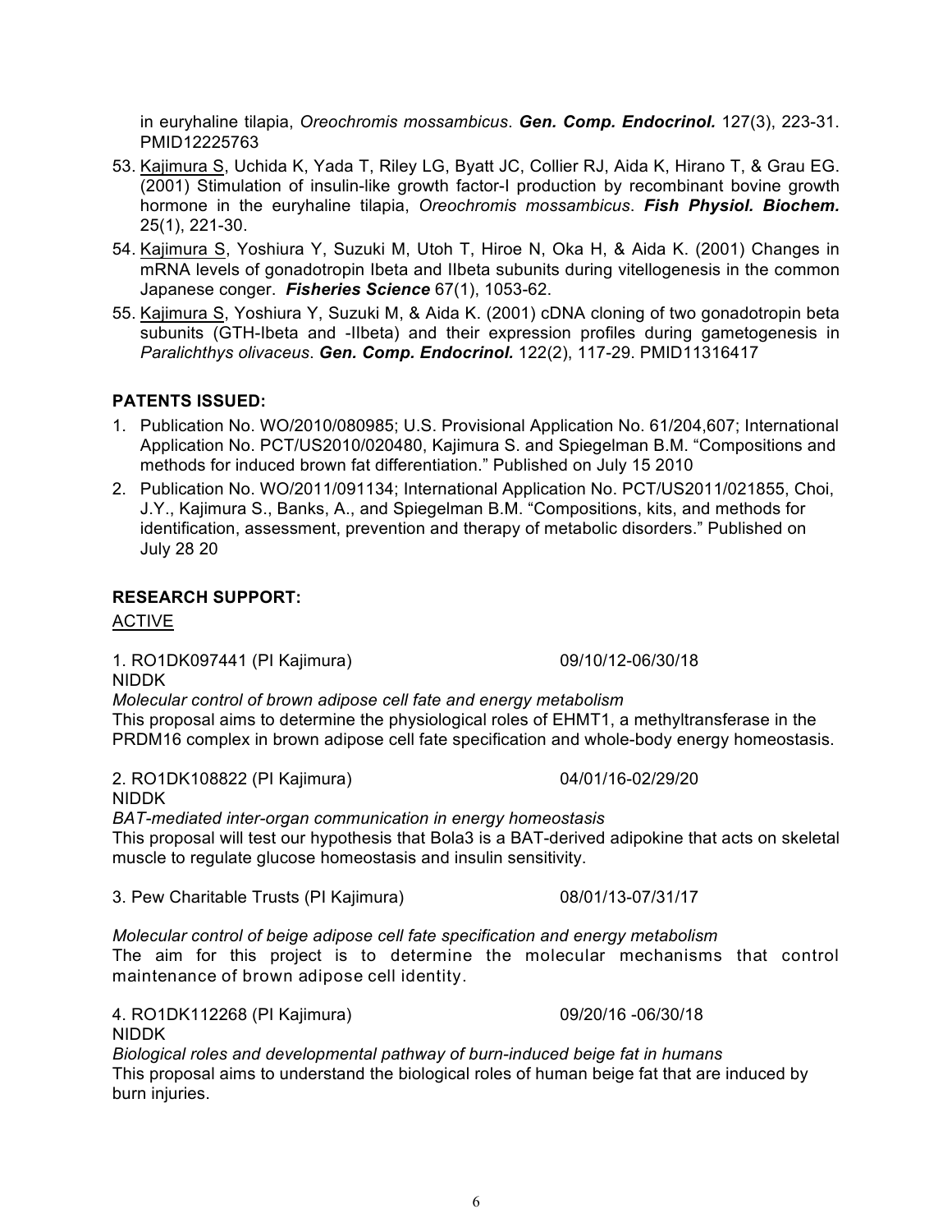in euryhaline tilapia, *Oreochromis mossambicus*. ***Gen. Comp. Endocrinol.*** 127(3), 223-31. PMID12225763

53. Kajimura S, Uchida K, Yada T, Riley LG, Byatt JC, Collier RJ, Aida K, Hirano T, & Grau EG. (2001) Stimulation of insulin-like growth factor-I production by recombinant bovine growth hormone in the euryhaline tilapia, *Oreochromis mossambicus*. ***Fish Physiol. Biochem.*** 25(1), 221-30.
54. Kajimura S, Yoshiura Y, Suzuki M, Utoh T, Hiroe N, Oka H, & Aida K. (2001) Changes in mRNA levels of gonadotropin Ibeta and IIbeta subunits during vitellogenesis in the common Japanese conger. ***Fisheries Science*** 67(1), 1053-62.
55. Kajimura S, Yoshiura Y, Suzuki M, & Aida K. (2001) cDNA cloning of two gonadotropin beta subunits (GTH-Ibeta and -IIbeta) and their expression profiles during gametogenesis in *Paralichthys olivaceus*. ***Gen. Comp. Endocrinol.*** 122(2), 117-29. PMID11316417

## PATENTS ISSUED:

1. Publication No. WO/2010/080985; U.S. Provisional Application No. 61/204,607; International Application No. PCT/US2010/020480, Kajimura S. and Spiegelman B.M. "Compositions and methods for induced brown fat differentiation." Published on July 15 2010
2. Publication No. WO/2011/091134; International Application No. PCT/US2011/021855, Choi, J.Y., Kajimura S., Banks, A., and Spiegelman B.M. "Compositions, kits, and methods for identification, assessment, prevention and therapy of metabolic disorders." Published on July 28 20

## RESEARCH SUPPORT:

ACTIVE

1. RO1DK097441 (PI Kajimura) 09/10/12-06/30/18
NIDDK
*Molecular control of brown adipose cell fate and energy metabolism*
This proposal aims to determine the physiological roles of EHMT1, a methyltransferase in the PRDM16 complex in brown adipose cell fate specification and whole-body energy homeostasis.

2. RO1DK108822 (PI Kajimura) 04/01/16-02/29/20
NIDDK
*BAT-mediated inter-organ communication in energy homeostasis*
This proposal will test our hypothesis that Bola3 is a BAT-derived adipokine that acts on skeletal muscle to regulate glucose homeostasis and insulin sensitivity.

3. Pew Charitable Trusts (PI Kajimura) 08/01/13-07/31/17

*Molecular control of beige adipose cell fate specification and energy metabolism*
The aim for this project is to determine the molecular mechanisms that control maintenance of brown adipose cell identity.

4. RO1DK112268 (PI Kajimura) 09/20/16 -06/30/18
NIDDK
*Biological roles and developmental pathway of burn-induced beige fat in humans*
This proposal aims to understand the biological roles of human beige fat that are induced by burn injuries.